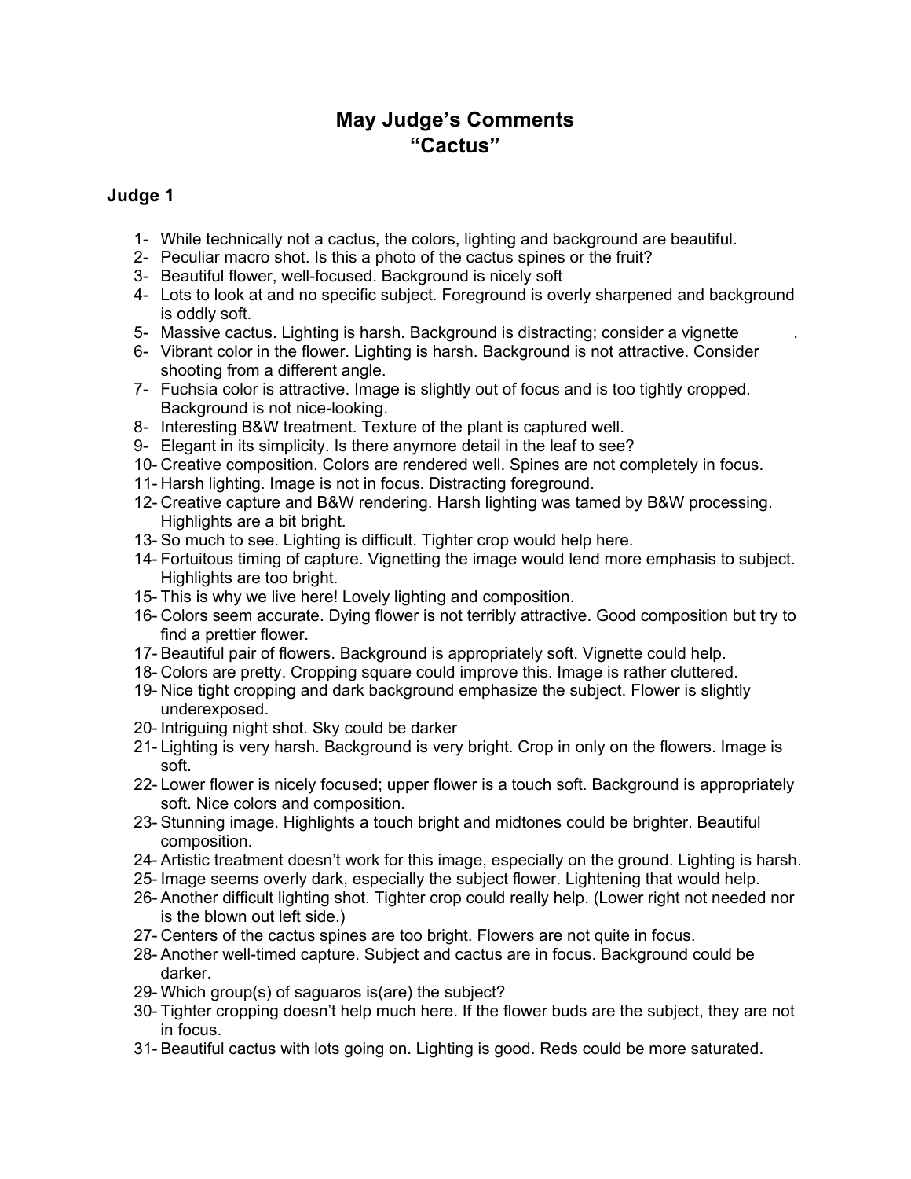# May Judge's Comments
# "Cactus"

## Judge 1

1- While technically not a cactus, the colors, lighting and background are beautiful.
2- Peculiar macro shot. Is this a photo of the cactus spines or the fruit?
3- Beautiful flower, well-focused. Background is nicely soft
4- Lots to look at and no specific subject. Foreground is overly sharpened and background is oddly soft.
5- Massive cactus. Lighting is harsh. Background is distracting; consider a vignette .
6- Vibrant color in the flower. Lighting is harsh. Background is not attractive. Consider shooting from a different angle.
7- Fuchsia color is attractive. Image is slightly out of focus and is too tightly cropped. Background is not nice-looking.
8- Interesting B&W treatment. Texture of the plant is captured well.
9- Elegant in its simplicity. Is there anymore detail in the leaf to see?
10- Creative composition. Colors are rendered well. Spines are not completely in focus.
11- Harsh lighting. Image is not in focus. Distracting foreground.
12- Creative capture and B&W rendering. Harsh lighting was tamed by B&W processing. Highlights are a bit bright.
13- So much to see. Lighting is difficult. Tighter crop would help here.
14- Fortuitous timing of capture. Vignetting the image would lend more emphasis to subject. Highlights are too bright.
15- This is why we live here! Lovely lighting and composition.
16- Colors seem accurate. Dying flower is not terribly attractive. Good composition but try to find a prettier flower.
17- Beautiful pair of flowers. Background is appropriately soft. Vignette could help.
18- Colors are pretty. Cropping square could improve this. Image is rather cluttered.
19- Nice tight cropping and dark background emphasize the subject. Flower is slightly underexposed.
20- Intriguing night shot. Sky could be darker
21- Lighting is very harsh. Background is very bright. Crop in only on the flowers. Image is soft.
22- Lower flower is nicely focused; upper flower is a touch soft. Background is appropriately soft. Nice colors and composition.
23- Stunning image. Highlights a touch bright and midtones could be brighter. Beautiful composition.
24- Artistic treatment doesn't work for this image, especially on the ground. Lighting is harsh.
25- Image seems overly dark, especially the subject flower. Lightening that would help.
26- Another difficult lighting shot. Tighter crop could really help. (Lower right not needed nor is the blown out left side.)
27- Centers of the cactus spines are too bright. Flowers are not quite in focus.
28- Another well-timed capture. Subject and cactus are in focus. Background could be darker.
29- Which group(s) of saguaros is(are) the subject?
30- Tighter cropping doesn't help much here. If the flower buds are the subject, they are not in focus.
31- Beautiful cactus with lots going on. Lighting is good. Reds could be more saturated.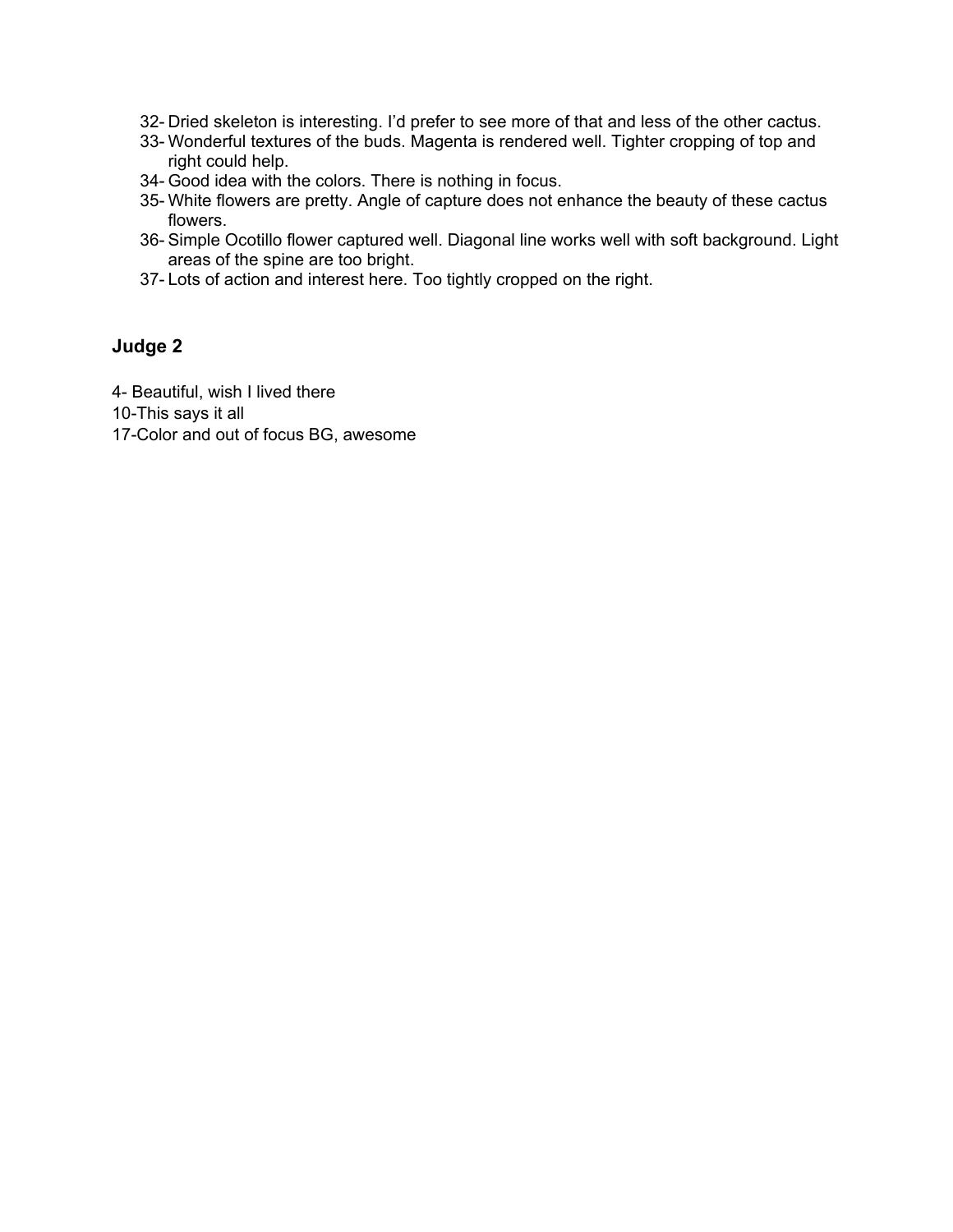32- Dried skeleton is interesting. I'd prefer to see more of that and less of the other cactus.
33- Wonderful textures of the buds. Magenta is rendered well. Tighter cropping of top and right could help.
34- Good idea with the colors. There is nothing in focus.
35- White flowers are pretty. Angle of capture does not enhance the beauty of these cactus flowers.
36- Simple Ocotillo flower captured well. Diagonal line works well with soft background. Light areas of the spine are too bright.
37- Lots of action and interest here. Too tightly cropped on the right.

## Judge 2

4- Beautiful, wish I lived there
10-This says it all
17-Color and out of focus BG, awesome